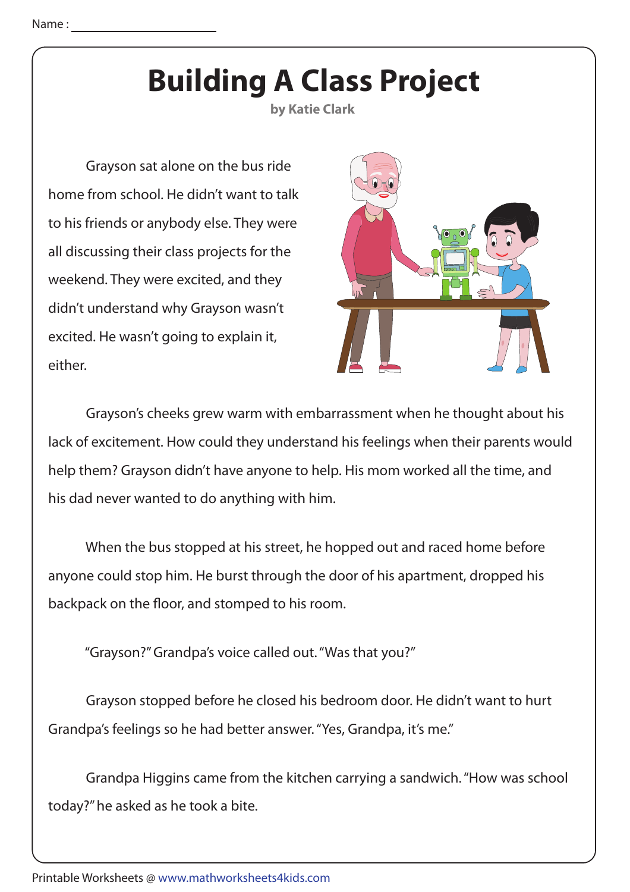Name : ______________________

# Building A Class Project

**by Katie Clark**

Grayson sat alone on the bus ride home from school. He didn't want to talk to his friends or anybody else. They were all discussing their class projects for the weekend. They were excited, and they didn't understand why Grayson wasn't excited. He wasn't going to explain it, either.

Grayson's cheeks grew warm with embarrassment when he thought about his lack of excitement. How could they understand his feelings when their parents would help them? Grayson didn't have anyone to help. His mom worked all the time, and his dad never wanted to do anything with him.

When the bus stopped at his street, he hopped out and raced home before anyone could stop him. He burst through the door of his apartment, dropped his backpack on the floor, and stomped to his room.

"Grayson?" Grandpa's voice called out. "Was that you?"

Grayson stopped before he closed his bedroom door. He didn't want to hurt Grandpa's feelings so he had better answer. "Yes, Grandpa, it's me."

Grandpa Higgins came from the kitchen carrying a sandwich. "How was school today?" he asked as he took a bite.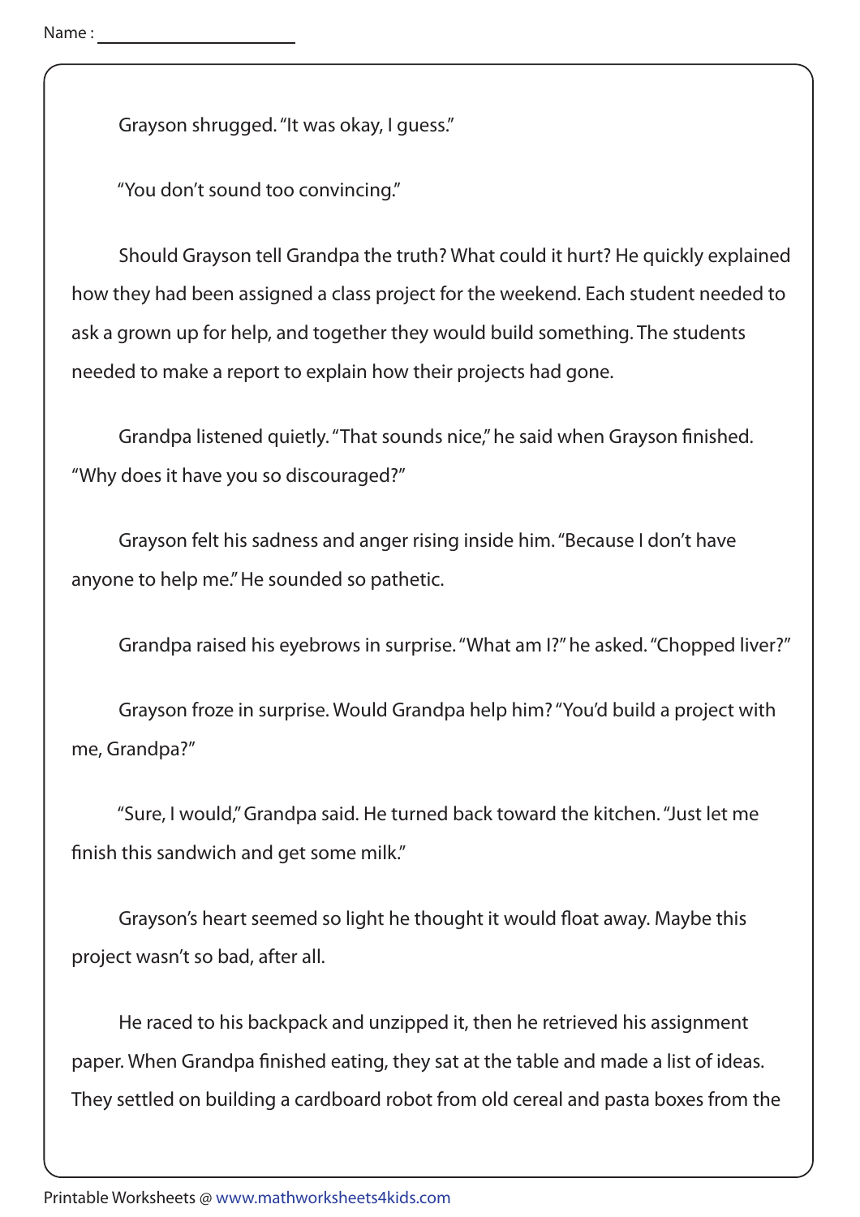Name : ____________________

Grayson shrugged. "It was okay, I guess."

"You don't sound too convincing."

Should Grayson tell Grandpa the truth? What could it hurt? He quickly explained how they had been assigned a class project for the weekend. Each student needed to ask a grown up for help, and together they would build something. The students needed to make a report to explain how their projects had gone.

Grandpa listened quietly. "That sounds nice," he said when Grayson finished. "Why does it have you so discouraged?"

Grayson felt his sadness and anger rising inside him. "Because I don't have anyone to help me." He sounded so pathetic.

Grandpa raised his eyebrows in surprise. "What am I?" he asked. "Chopped liver?"

Grayson froze in surprise. Would Grandpa help him? "You'd build a project with me, Grandpa?"

"Sure, I would," Grandpa said. He turned back toward the kitchen. "Just let me finish this sandwich and get some milk."

Grayson's heart seemed so light he thought it would float away. Maybe this project wasn't so bad, after all.

He raced to his backpack and unzipped it, then he retrieved his assignment paper. When Grandpa finished eating, they sat at the table and made a list of ideas. They settled on building a cardboard robot from old cereal and pasta boxes from the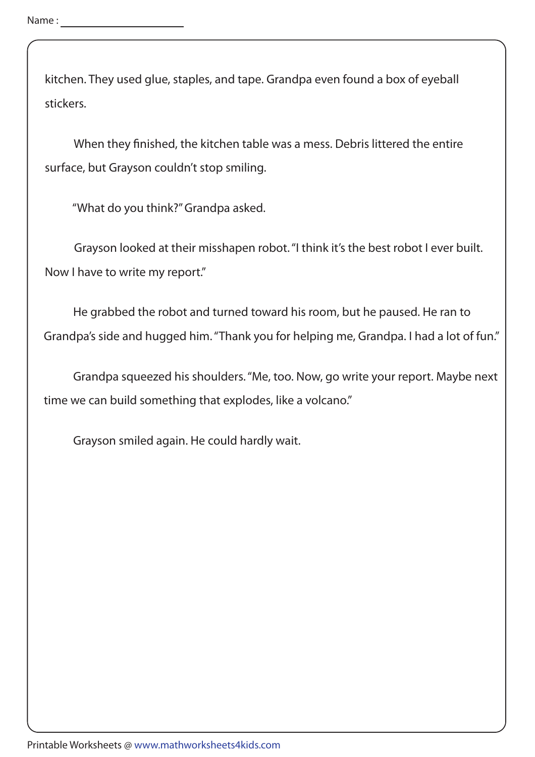kitchen. They used glue, staples, and tape. Grandpa even found a box of eyeball stickers.

When they finished, the kitchen table was a mess. Debris littered the entire surface, but Grayson couldn't stop smiling.

"What do you think?" Grandpa asked.

Grayson looked at their misshapen robot. "I think it's the best robot I ever built. Now I have to write my report."

He grabbed the robot and turned toward his room, but he paused. He ran to Grandpa's side and hugged him. "Thank you for helping me, Grandpa. I had a lot of fun."

Grandpa squeezed his shoulders. "Me, too. Now, go write your report. Maybe next time we can build something that explodes, like a volcano."

Grayson smiled again. He could hardly wait.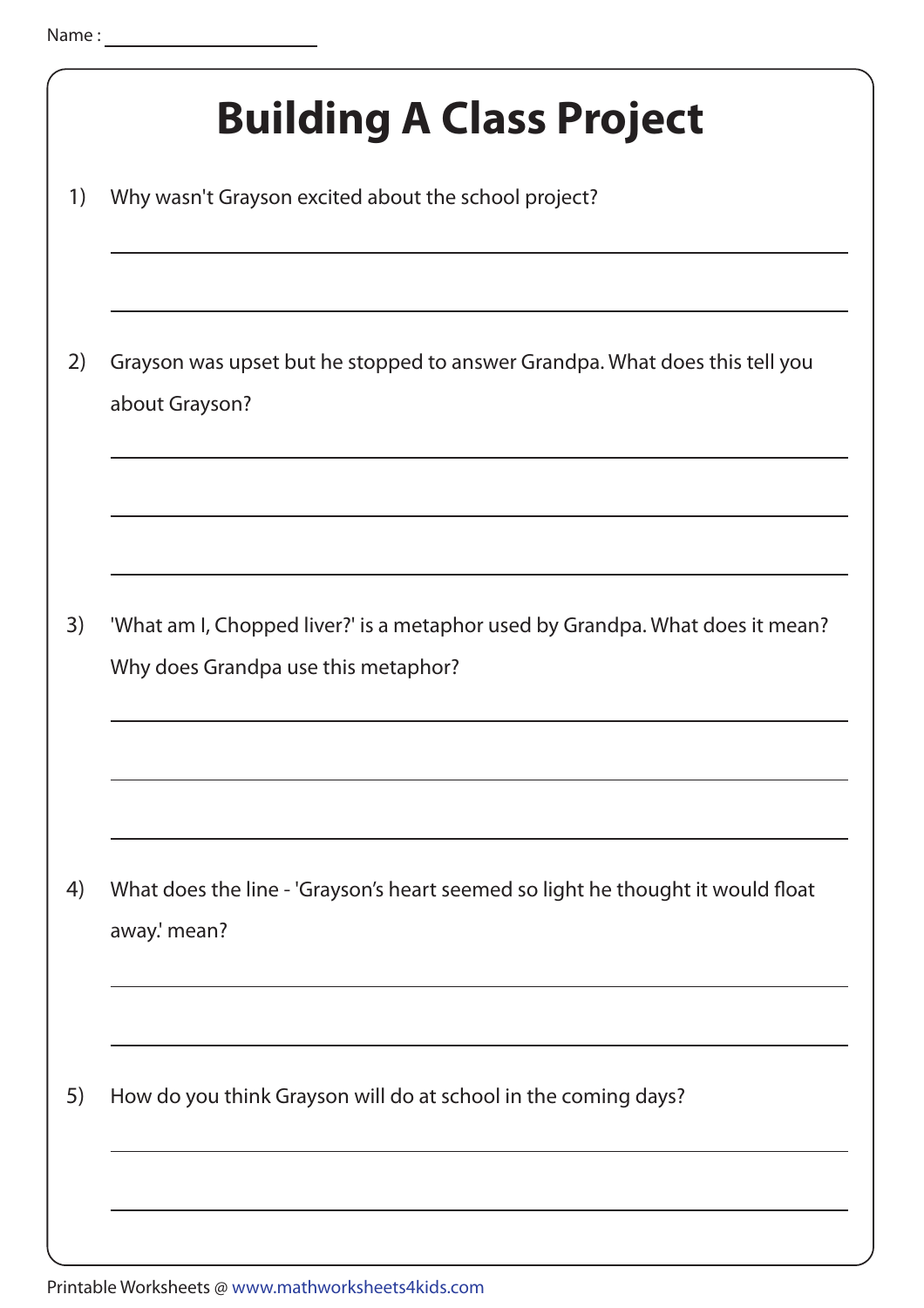Name : ____________________

# Building A Class Project

1) Why wasn't Grayson excited about the school project?

2) Grayson was upset but he stopped to answer Grandpa. What does this tell you about Grayson?

3) 'What am I, Chopped liver?' is a metaphor used by Grandpa. What does it mean? Why does Grandpa use this metaphor?

4) What does the line - 'Grayson's heart seemed so light he thought it would float away.' mean?

5) How do you think Grayson will do at school in the coming days?

Printable Worksheets @ www.mathworksheets4kids.com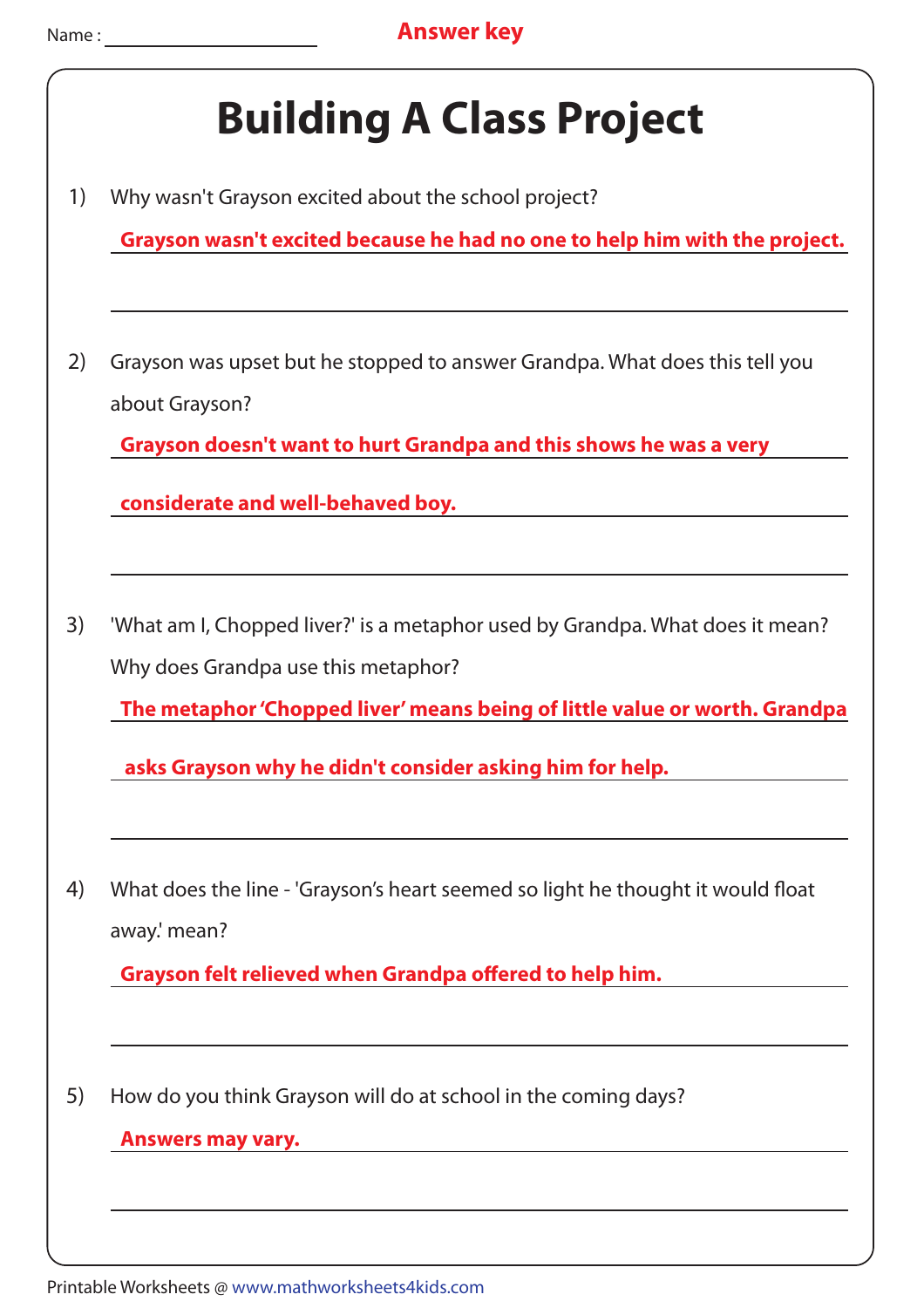Name : ____________________ **Answer key**

# Building A Class Project

1) Why wasn't Grayson excited about the school project?

**Grayson wasn't excited because he had no one to help him with the project.**

2) Grayson was upset but he stopped to answer Grandpa. What does this tell you about Grayson?

**Grayson doesn't want to hurt Grandpa and this shows he was a very considerate and well-behaved boy.**

3) 'What am I, Chopped liver?' is a metaphor used by Grandpa. What does it mean? Why does Grandpa use this metaphor?

**The metaphor 'Chopped liver' means being of little value or worth. Grandpa asks Grayson why he didn't consider asking him for help.**

4) What does the line - 'Grayson's heart seemed so light he thought it would float away.' mean?

**Grayson felt relieved when Grandpa offered to help him.**

5) How do you think Grayson will do at school in the coming days?

**Answers may vary.**

Printable Worksheets @ www.mathworksheets4kids.com